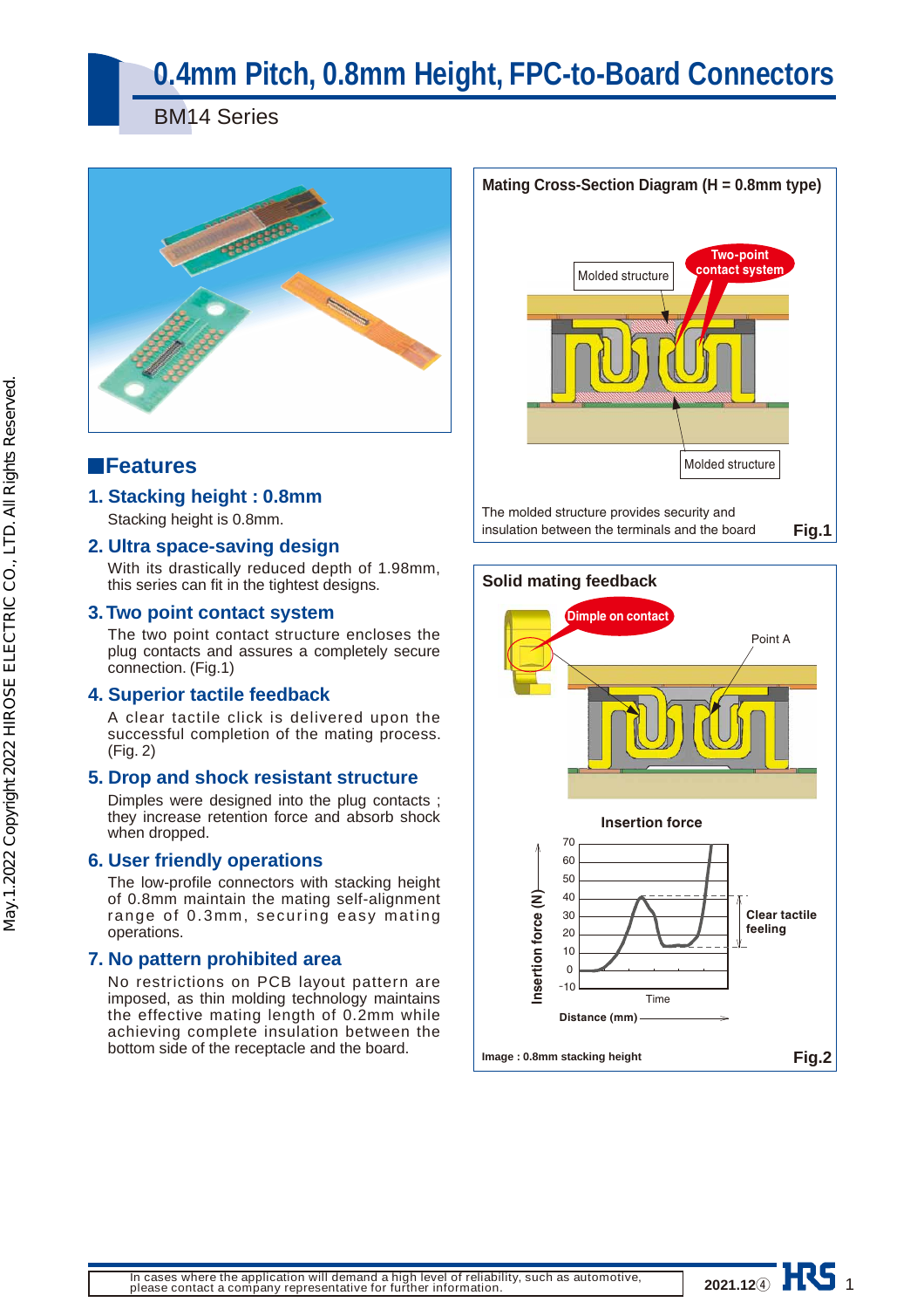# 0.4mm Pitch, 0.8mm Height, FPC-to-Board Connectors

BM14 Series

## ■Features

### 1. Stacking height : 0.8mm

Stacking height is 0.8mm.

### 2. Ultra space-saving design

With its drastically reduced depth of 1.98mm, this series can fit in the tightest designs.

### 3. Two point contact system

The two point contact structure encloses the plug contacts and assures a completely secure connection. (Fig.1)

### 4. Superior tactile feedback

A clear tactile click is delivered upon the successful completion of the mating process. (Fig. 2)

### 5. Drop and shock resistant structure

Dimples were designed into the plug contacts ; they increase retention force and absorb shock when dropped.

### 6. User friendly operations

The low-profile connectors with stacking height of 0.8mm maintain the mating self-alignment range of 0.3mm, securing easy mating operations.

### 7. No pattern prohibited area

No restrictions on PCB layout pattern are imposed, as thin molding technology maintains the effective mating length of 0.2mm while achieving complete insulation between the bottom side of the receptacle and the board.

**Mating Cross-Section Diagram (H = 0.8mm type)**

Molded structure / Two-point contact system / Molded structure

The molded structure provides security and insulation between the terminals and the board

**Fig.1**

**Solid mating feedback**

Dimple on contact / Point A

Insertion force

Insertion force (N) / Clear tactile feeling / Time / Distance (mm)

Image : 0.8mm stacking height

**Fig.2**

In cases where the application will demand a high level of reliability, such as automotive, please contact a company representative for further information.

2021.12④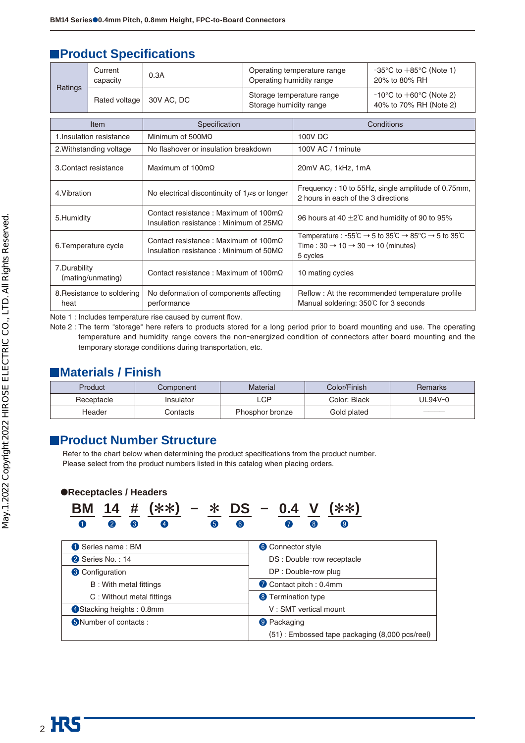## Product Specifications

| Ratings | Current capacity | 0.3A | Operating temperature range<br>Operating humidity range | -35°C to +85°C (Note 1)<br>20% to 80% RH |
|---|---|---|---|---|
| | Rated voltage | 30V AC, DC | Storage temperature range<br>Storage humidity range | -10°C to +60°C (Note 2)<br>40% to 70% RH (Note 2) |

| Item | Specification | Conditions |
|---|---|---|
| 1.Insulation resistance | Minimum of 500MΩ | 100V DC |
| 2.Withstanding voltage | No flashover or insulation breakdown | 100V AC / 1minute |
| 3.Contact resistance | Maximum of 100mΩ | 20mV AC, 1kHz, 1mA |
| 4.Vibration | No electrical discontinuity of 1μs or longer | Frequency : 10 to 55Hz, single amplitude of 0.75mm, 2 hours in each of the 3 directions |
| 5.Humidity | Contact resistance : Maximum of 100mΩ<br>Insulation resistance : Minimum of 25MΩ | 96 hours at 40 ±2℃ and humidity of 90 to 95% |
| 6.Temperature cycle | Contact resistance : Maximum of 100mΩ<br>Insulation resistance : Minimum of 50MΩ | Temperature : -55℃ → 5 to 35℃ → 85°C → 5 to 35℃<br>Time : 30 → 10 → 30 → 10 (minutes)<br>5 cycles |
| 7.Durability (mating/unmating) | Contact resistance : Maximum of 100mΩ | 10 mating cycles |
| 8.Resistance to soldering heat | No deformation of components affecting performance | Reflow : At the recommended temperature profile<br>Manual soldering: 350℃ for 3 seconds |

Note 1 : Includes temperature rise caused by current flow.
Note 2 : The term "storage" here refers to products stored for a long period prior to board mounting and use. The operating temperature and humidity range covers the non-energized condition of connectors after board mounting and the temporary storage conditions during transportation, etc.

## Materials / Finish

| Product | Component | Material | Color/Finish | Remarks |
|---|---|---|---|---|
| Receptacle | Insulator | LCP | Color: Black | UL94V-0 |
| Header | Contacts | Phosphor bronze | Gold plated | ——— |

## Product Number Structure

Refer to the chart below when determining the product specifications from the product number.
Please select from the product numbers listed in this catalog when placing orders.

### ●Receptacles / Headers

**BM 14 # (\*\*) − \* DS − 0.4 V (\*\*)**
❶ ❷ ❸ ❹ ❺ ❻ ❼ ❽ ❾

| | |
|---|---|
| ❶ Series name : BM | ❻ Connector style<br>DS : Double-row receptacle<br>DP : Double-row plug |
| ❷ Series No. : 14 | |
| ❸ Configuration<br>B : With metal fittings<br>C : Without metal fittings | ❼ Contact pitch : 0.4mm |
| | ❽ Termination type<br>V : SMT vertical mount |
| ❹ Stacking heights : 0.8mm | |
| ❺ Number of contacts : | ❾ Packaging<br>(51) : Embossed tape packaging (8,000 pcs/reel) |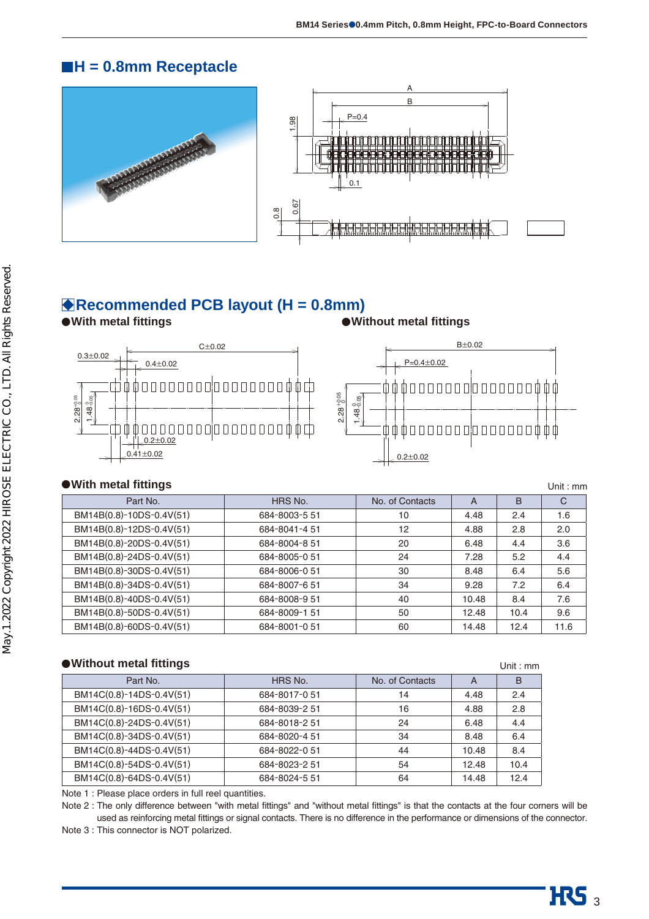## ■H = 0.8mm Receptacle

## ◆Recommended PCB layout (H = 0.8mm)

●With metal fittings

●Without metal fittings

### ●With metal fittings

Unit : mm

| Part No. | HRS No. | No. of Contacts | A | B | C |
|---|---|---|---|---|---|
| BM14B(0.8)-10DS-0.4V(51) | 684-8003-5 51 | 10 | 4.48 | 2.4 | 1.6 |
| BM14B(0.8)-12DS-0.4V(51) | 684-8041-4 51 | 12 | 4.88 | 2.8 | 2.0 |
| BM14B(0.8)-20DS-0.4V(51) | 684-8004-8 51 | 20 | 6.48 | 4.4 | 3.6 |
| BM14B(0.8)-24DS-0.4V(51) | 684-8005-0 51 | 24 | 7.28 | 5.2 | 4.4 |
| BM14B(0.8)-30DS-0.4V(51) | 684-8006-0 51 | 30 | 8.48 | 6.4 | 5.6 |
| BM14B(0.8)-34DS-0.4V(51) | 684-8007-6 51 | 34 | 9.28 | 7.2 | 6.4 |
| BM14B(0.8)-40DS-0.4V(51) | 684-8008-9 51 | 40 | 10.48 | 8.4 | 7.6 |
| BM14B(0.8)-50DS-0.4V(51) | 684-8009-1 51 | 50 | 12.48 | 10.4 | 9.6 |
| BM14B(0.8)-60DS-0.4V(51) | 684-8001-0 51 | 60 | 14.48 | 12.4 | 11.6 |

### ●Without metal fittings

Unit : mm

| Part No. | HRS No. | No. of Contacts | A | B |
|---|---|---|---|---|
| BM14C(0.8)-14DS-0.4V(51) | 684-8017-0 51 | 14 | 4.48 | 2.4 |
| BM14C(0.8)-16DS-0.4V(51) | 684-8039-2 51 | 16 | 4.88 | 2.8 |
| BM14C(0.8)-24DS-0.4V(51) | 684-8018-2 51 | 24 | 6.48 | 4.4 |
| BM14C(0.8)-34DS-0.4V(51) | 684-8020-4 51 | 34 | 8.48 | 6.4 |
| BM14C(0.8)-44DS-0.4V(51) | 684-8022-0 51 | 44 | 10.48 | 8.4 |
| BM14C(0.8)-54DS-0.4V(51) | 684-8023-2 51 | 54 | 12.48 | 10.4 |
| BM14C(0.8)-64DS-0.4V(51) | 684-8024-5 51 | 64 | 14.48 | 12.4 |

Note 1 : Please place orders in full reel quantities.

Note 2 : The only difference between "with metal fittings" and "without metal fittings" is that the contacts at the four corners will be used as reinforcing metal fittings or signal contacts. There is no difference in the performance or dimensions of the connector.

Note 3 : This connector is NOT polarized.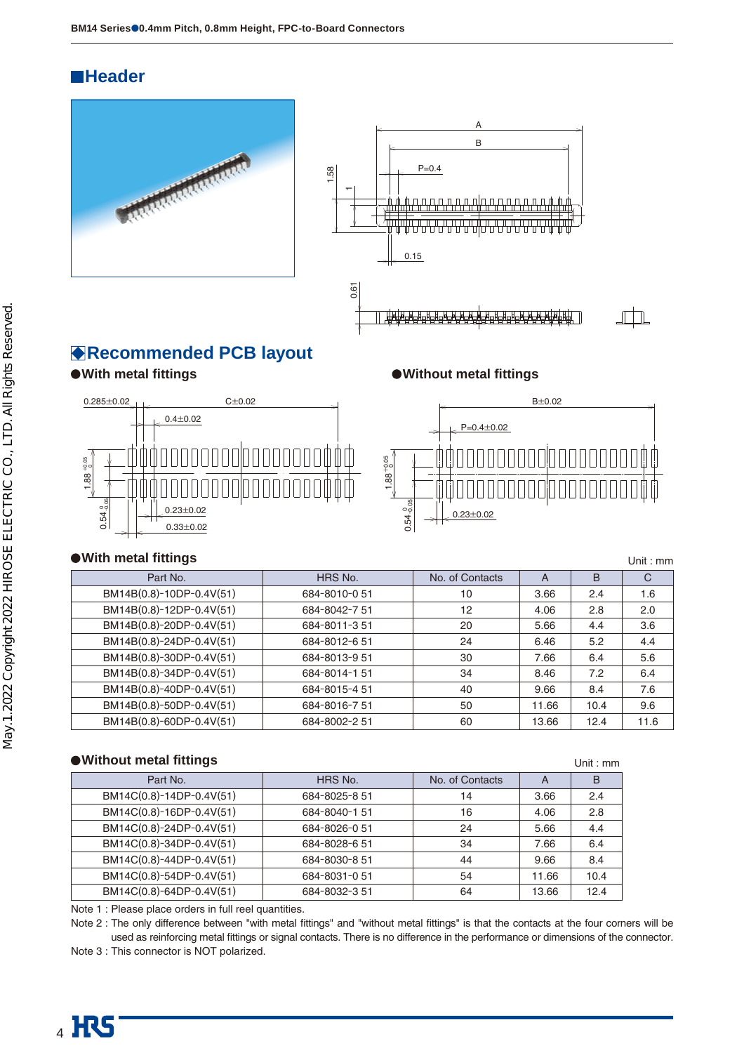## ■Header

## ◆Recommended PCB layout

●With metal fittings

●Without metal fittings

●With metal fittings

Unit : mm

| Part No. | HRS No. | No. of Contacts | A | B | C |
|---|---|---|---|---|---|
| BM14B(0.8)-10DP-0.4V(51) | 684-8010-0 51 | 10 | 3.66 | 2.4 | 1.6 |
| BM14B(0.8)-12DP-0.4V(51) | 684-8042-7 51 | 12 | 4.06 | 2.8 | 2.0 |
| BM14B(0.8)-20DP-0.4V(51) | 684-8011-3 51 | 20 | 5.66 | 4.4 | 3.6 |
| BM14B(0.8)-24DP-0.4V(51) | 684-8012-6 51 | 24 | 6.46 | 5.2 | 4.4 |
| BM14B(0.8)-30DP-0.4V(51) | 684-8013-9 51 | 30 | 7.66 | 6.4 | 5.6 |
| BM14B(0.8)-34DP-0.4V(51) | 684-8014-1 51 | 34 | 8.46 | 7.2 | 6.4 |
| BM14B(0.8)-40DP-0.4V(51) | 684-8015-4 51 | 40 | 9.66 | 8.4 | 7.6 |
| BM14B(0.8)-50DP-0.4V(51) | 684-8016-7 51 | 50 | 11.66 | 10.4 | 9.6 |
| BM14B(0.8)-60DP-0.4V(51) | 684-8002-2 51 | 60 | 13.66 | 12.4 | 11.6 |

●Without metal fittings

Unit : mm

| Part No. | HRS No. | No. of Contacts | A | B |
|---|---|---|---|---|
| BM14C(0.8)-14DP-0.4V(51) | 684-8025-8 51 | 14 | 3.66 | 2.4 |
| BM14C(0.8)-16DP-0.4V(51) | 684-8040-1 51 | 16 | 4.06 | 2.8 |
| BM14C(0.8)-24DP-0.4V(51) | 684-8026-0 51 | 24 | 5.66 | 4.4 |
| BM14C(0.8)-34DP-0.4V(51) | 684-8028-6 51 | 34 | 7.66 | 6.4 |
| BM14C(0.8)-44DP-0.4V(51) | 684-8030-8 51 | 44 | 9.66 | 8.4 |
| BM14C(0.8)-54DP-0.4V(51) | 684-8031-0 51 | 54 | 11.66 | 10.4 |
| BM14C(0.8)-64DP-0.4V(51) | 684-8032-3 51 | 64 | 13.66 | 12.4 |

Note 1 : Please place orders in full reel quantities.

Note 2 : The only difference between "with metal fittings" and "without metal fittings" is that the contacts at the four corners will be used as reinforcing metal fittings or signal contacts. There is no difference in the performance or dimensions of the connector.

Note 3 : This connector is NOT polarized.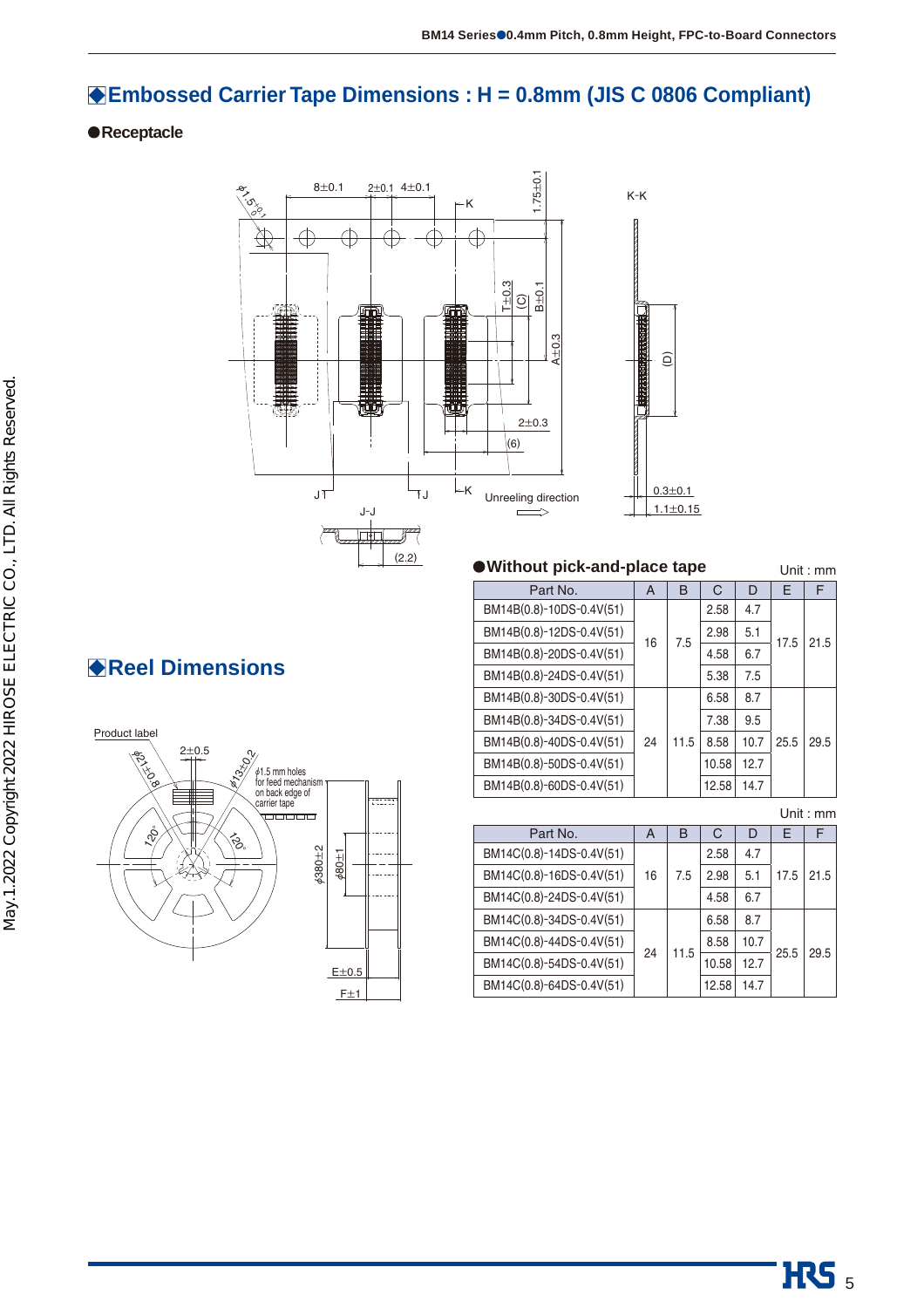## ◆Embossed Carrier Tape Dimensions : H = 0.8mm (JIS C 0806 Compliant)

●Receptacle

●Without pick-and-place tape

Unit : mm

| Part No. | A | B | C | D | E | F |
|---|---|---|---|---|---|---|
| BM14B(0.8)-10DS-0.4V(51) | 16 | 7.5 | 2.58 | 4.7 | 17.5 | 21.5 |
| BM14B(0.8)-12DS-0.4V(51) | | | 2.98 | 5.1 | | |
| BM14B(0.8)-20DS-0.4V(51) | | | 4.58 | 6.7 | | |
| BM14B(0.8)-24DS-0.4V(51) | | | 5.38 | 7.5 | | |
| BM14B(0.8)-30DS-0.4V(51) | 24 | 11.5 | 6.58 | 8.7 | 25.5 | 29.5 |
| BM14B(0.8)-34DS-0.4V(51) | | | 7.38 | 9.5 | | |
| BM14B(0.8)-40DS-0.4V(51) | | | 8.58 | 10.7 | | |
| BM14B(0.8)-50DS-0.4V(51) | | | 10.58 | 12.7 | | |
| BM14B(0.8)-60DS-0.4V(51) | | | 12.58 | 14.7 | | |

Unit : mm

| Part No. | A | B | C | D | E | F |
|---|---|---|---|---|---|---|
| BM14C(0.8)-14DS-0.4V(51) | 16 | 7.5 | 2.58 | 4.7 | 17.5 | 21.5 |
| BM14C(0.8)-16DS-0.4V(51) | | | 2.98 | 5.1 | | |
| BM14C(0.8)-24DS-0.4V(51) | | | 4.58 | 6.7 | | |
| BM14C(0.8)-34DS-0.4V(51) | 24 | 11.5 | 6.58 | 8.7 | 25.5 | 29.5 |
| BM14C(0.8)-44DS-0.4V(51) | | | 8.58 | 10.7 | | |
| BM14C(0.8)-54DS-0.4V(51) | | | 10.58 | 12.7 | | |
| BM14C(0.8)-64DS-0.4V(51) | | | 12.58 | 14.7 | | |

## ◆Reel Dimensions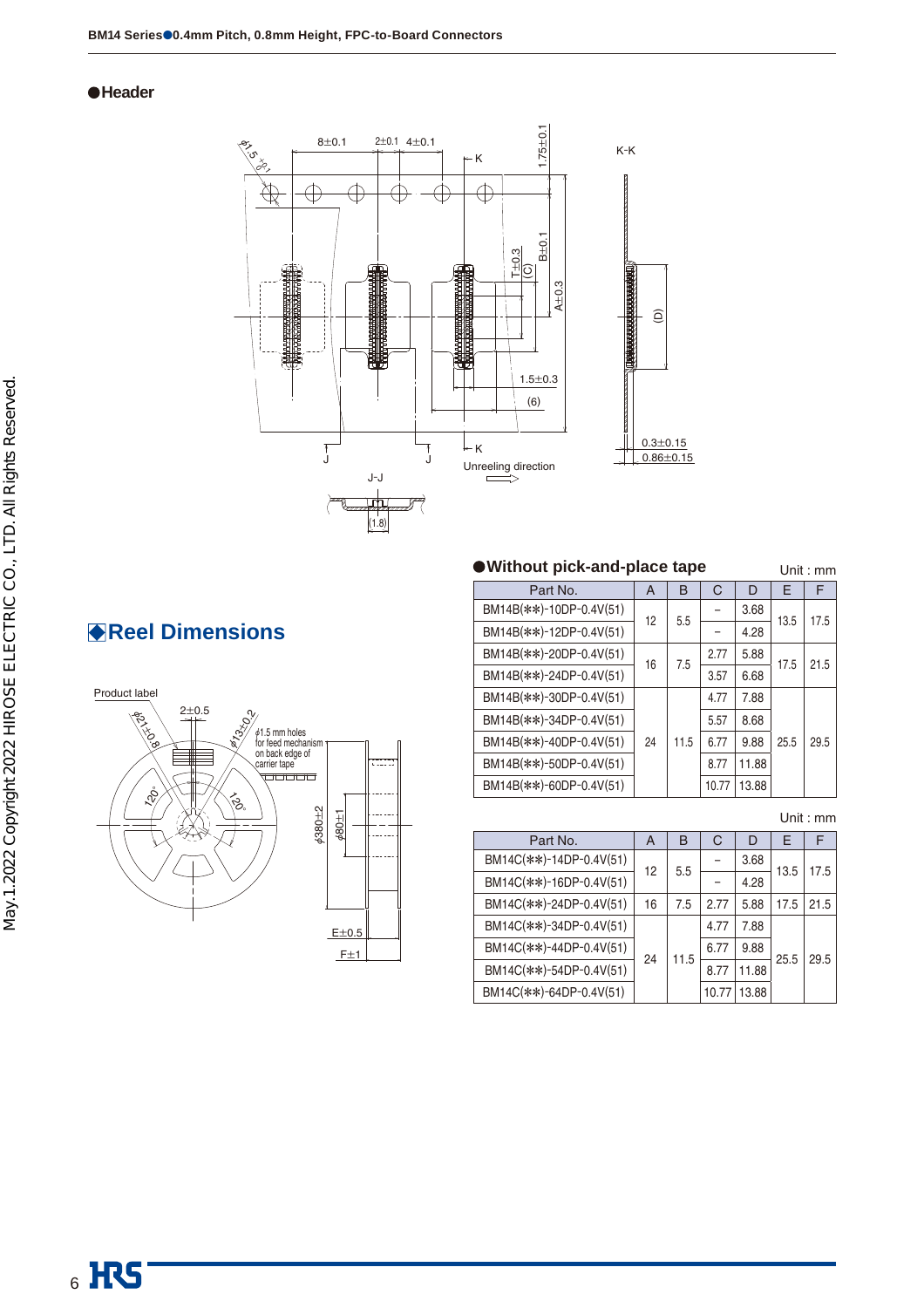## ●Header

K-K

J-J

Unreeling direction

## ◆Reel Dimensions

Product label

ϕ1.5 mm holes for feed mechanism on back edge of carrier tape

### ●Without pick-and-place tape

Unit : mm

| Part No. | A | B | C | D | E | F |
|---|---|---|---|---|---|---|
| BM14B(✱✱)-10DP-0.4V(51) | 12 | 5.5 | – | 3.68 | 13.5 | 17.5 |
| BM14B(✱✱)-12DP-0.4V(51) | | | – | 4.28 | | |
| BM14B(✱✱)-20DP-0.4V(51) | 16 | 7.5 | 2.77 | 5.88 | 17.5 | 21.5 |
| BM14B(✱✱)-24DP-0.4V(51) | | | 3.57 | 6.68 | | |
| BM14B(✱✱)-30DP-0.4V(51) | 24 | 11.5 | 4.77 | 7.88 | 25.5 | 29.5 |
| BM14B(✱✱)-34DP-0.4V(51) | | | 5.57 | 8.68 | | |
| BM14B(✱✱)-40DP-0.4V(51) | | | 6.77 | 9.88 | | |
| BM14B(✱✱)-50DP-0.4V(51) | | | 8.77 | 11.88 | | |
| BM14B(✱✱)-60DP-0.4V(51) | | | 10.77 | 13.88 | | |

Unit : mm

| Part No. | A | B | C | D | E | F |
|---|---|---|---|---|---|---|
| BM14C(✱✱)-14DP-0.4V(51) | 12 | 5.5 | – | 3.68 | 13.5 | 17.5 |
| BM14C(✱✱)-16DP-0.4V(51) | | | – | 4.28 | | |
| BM14C(✱✱)-24DP-0.4V(51) | 16 | 7.5 | 2.77 | 5.88 | 17.5 | 21.5 |
| BM14C(✱✱)-34DP-0.4V(51) | 24 | 11.5 | 4.77 | 7.88 | 25.5 | 29.5 |
| BM14C(✱✱)-44DP-0.4V(51) | | | 6.77 | 9.88 | | |
| BM14C(✱✱)-54DP-0.4V(51) | | | 8.77 | 11.88 | | |
| BM14C(✱✱)-64DP-0.4V(51) | | | 10.77 | 13.88 | | |

May.1.2022 Copyright 2022 HIROSE ELECTRIC CO., LTD. All Rights Reserved.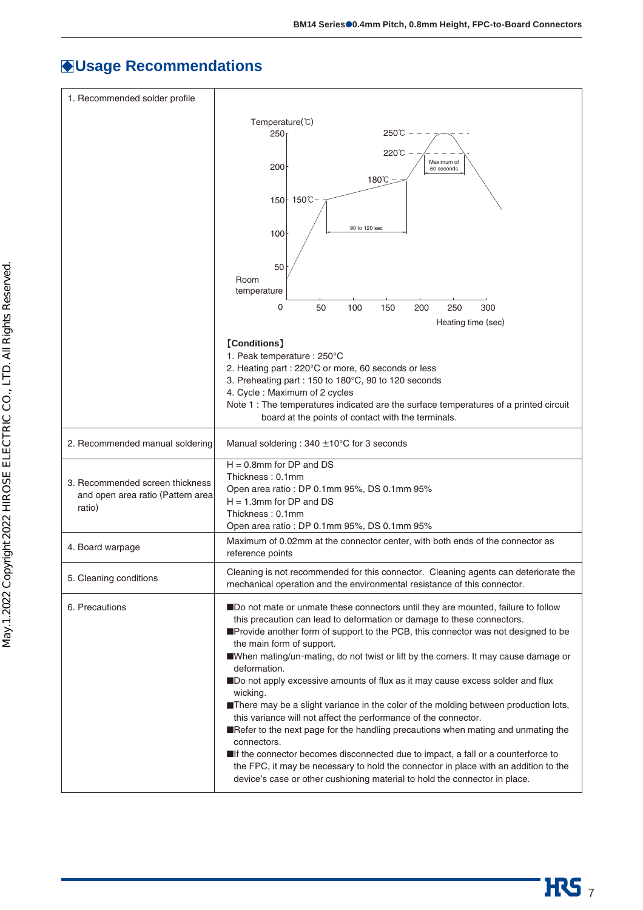# ◆Usage Recommendations

| | |
|---|---|
| 1. Recommended solder profile | Temperature(℃) 250 / 200 / 150 / 100 / 50 / Room temperature / 0; Heating time (sec) 50 100 150 200 250 300; 250℃, 220℃, 180℃, 150℃; Maximum of 60 seconds; 90 to 120 sec<br><br>【Conditions】<br>1. Peak temperature : 250°C<br>2. Heating part : 220°C or more, 60 seconds or less<br>3. Preheating part : 150 to 180°C, 90 to 120 seconds<br>4. Cycle : Maximum of 2 cycles<br>Note 1 : The temperatures indicated are the surface temperatures of a printed circuit board at the points of contact with the terminals. |
| 2. Recommended manual soldering | Manual soldering : 340 ±10°C for 3 seconds |
| 3. Recommended screen thickness and open area ratio (Pattern area ratio) | H = 0.8mm for DP and DS<br>Thickness : 0.1mm<br>Open area ratio : DP 0.1mm 95%, DS 0.1mm 95%<br>H = 1.3mm for DP and DS<br>Thickness : 0.1mm<br>Open area ratio : DP 0.1mm 95%, DS 0.1mm 95% |
| 4. Board warpage | Maximum of 0.02mm at the connector center, with both ends of the connector as reference points |
| 5. Cleaning conditions | Cleaning is not recommended for this connector. Cleaning agents can deteriorate the mechanical operation and the environmental resistance of this connector. |
| 6. Precautions | ■Do not mate or unmate these connectors until they are mounted, failure to follow this precaution can lead to deformation or damage to these connectors.<br>■Provide another form of support to the PCB, this connector was not designed to be the main form of support.<br>■When mating/un-mating, do not twist or lift by the corners. It may cause damage or deformation.<br>■Do not apply excessive amounts of flux as it may cause excess solder and flux wicking.<br>■There may be a slight variance in the color of the molding between production lots, this variance will not affect the performance of the connector.<br>■Refer to the next page for the handling precautions when mating and unmating the connectors.<br>■If the connector becomes disconnected due to impact, a fall or a counterforce to the FPC, it may be necessary to hold the connector in place with an addition to the device's case or other cushioning material to hold the connector in place. |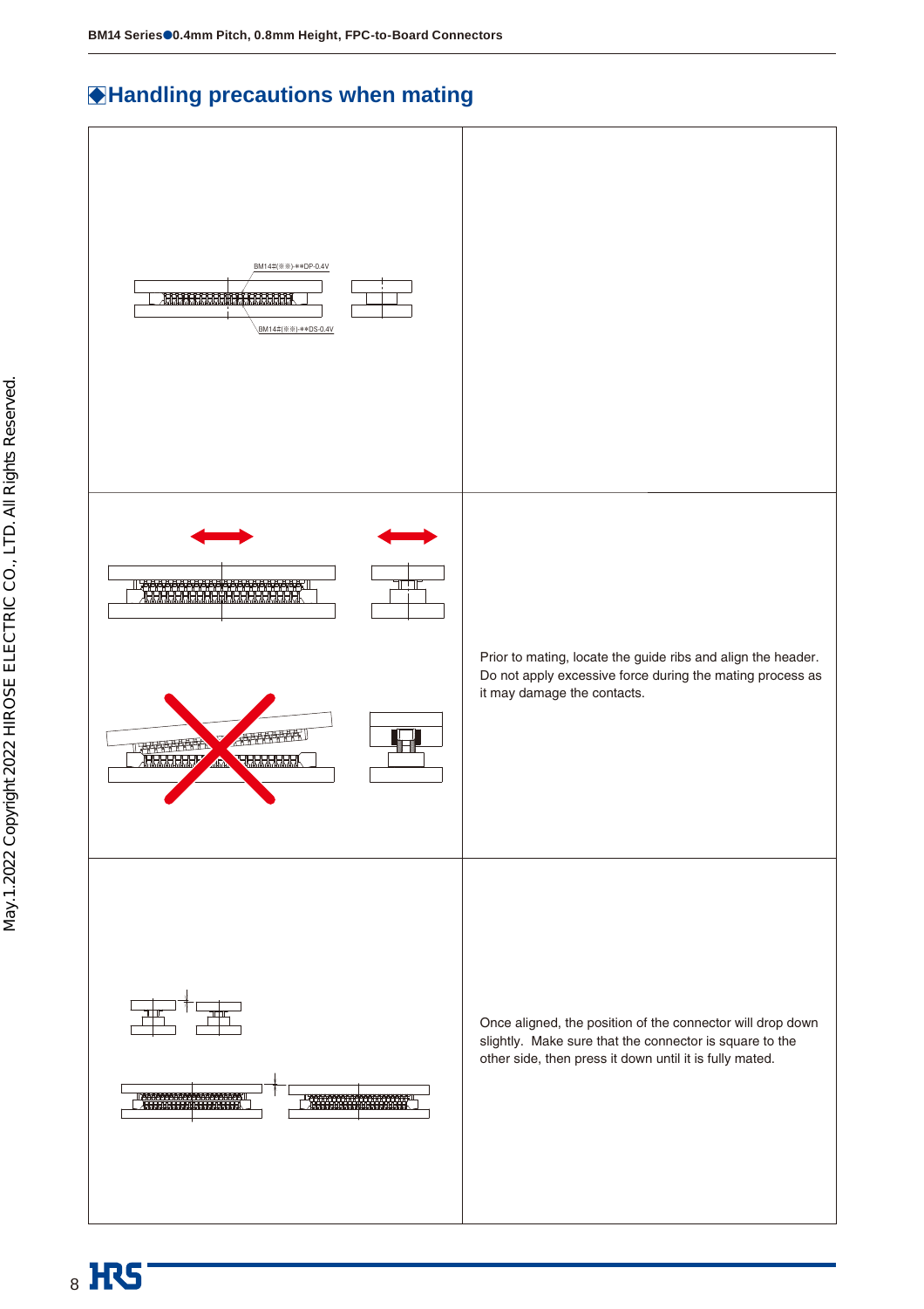## ◆Handling precautions when mating

| | |
|---|---|
| BM14#(※※)-※※DP-0.4V<br>BM14#(※※)-※※DS-0.4V | |
| | Prior to mating, locate the guide ribs and align the header. Do not apply excessive force during the mating process as it may damage the contacts. |
| | Once aligned, the position of the connector will drop down slightly. Make sure that the connector is square to the other side, then press it down until it is fully mated. |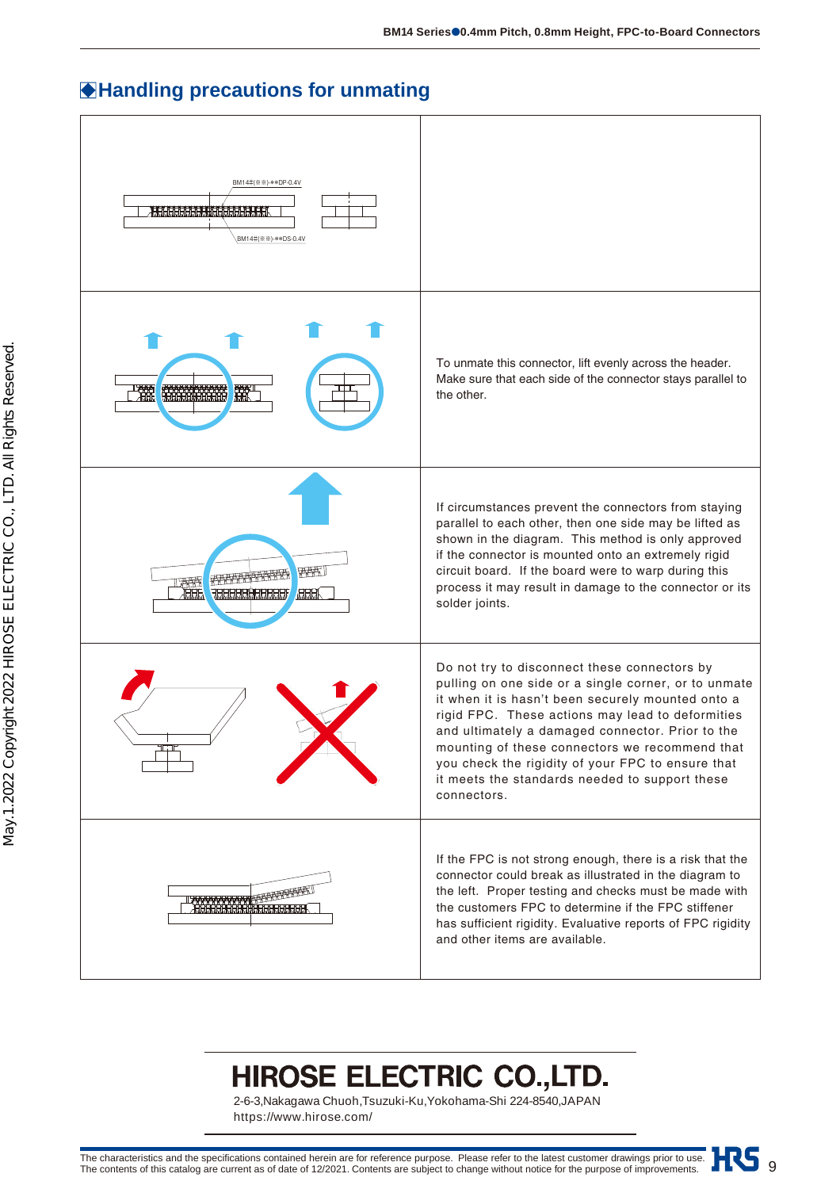## ◆Handling precautions for unmating

| | |
|---|---|
| BM14#(※※)-**DP-0.4V<br>BM14#(※※)-**DS-0.4V | |
| | To unmate this connector, lift evenly across the header. Make sure that each side of the connector stays parallel to the other. |
| | If circumstances prevent the connectors from staying parallel to each other, then one side may be lifted as shown in the diagram. This method is only approved if the connector is mounted onto an extremely rigid circuit board. If the board were to warp during this process it may result in damage to the connector or its solder joints. |
| | Do not try to disconnect these connectors by pulling on one side or a single corner, or to unmate it when it is hasn't been securely mounted onto a rigid FPC. These actions may lead to deformities and ultimately a damaged connector. Prior to the mounting of these connectors we recommend that you check the rigidity of your FPC to ensure that it meets the standards needed to support these connectors. |
| | If the FPC is not strong enough, there is a risk that the connector could break as illustrated in the diagram to the left. Proper testing and checks must be made with the customers FPC to determine if the FPC stiffener has sufficient rigidity. Evaluative reports of FPC rigidity and other items are available. |

**HIROSE ELECTRIC CO.,LTD.**

2-6-3,Nakagawa Chuoh,Tsuzuki-Ku,Yokohama-Shi 224-8540,JAPAN
https://www.hirose.com/

The characteristics and the specifications contained herein are for reference purpose. Please refer to the latest customer drawings prior to use.
The contents of this catalog are current as of date of 12/2021. Contents are subject to change without notice for the purpose of improvements.

May.1.2022 Copyright 2022 HIROSE ELECTRIC CO., LTD. All Rights Reserved.